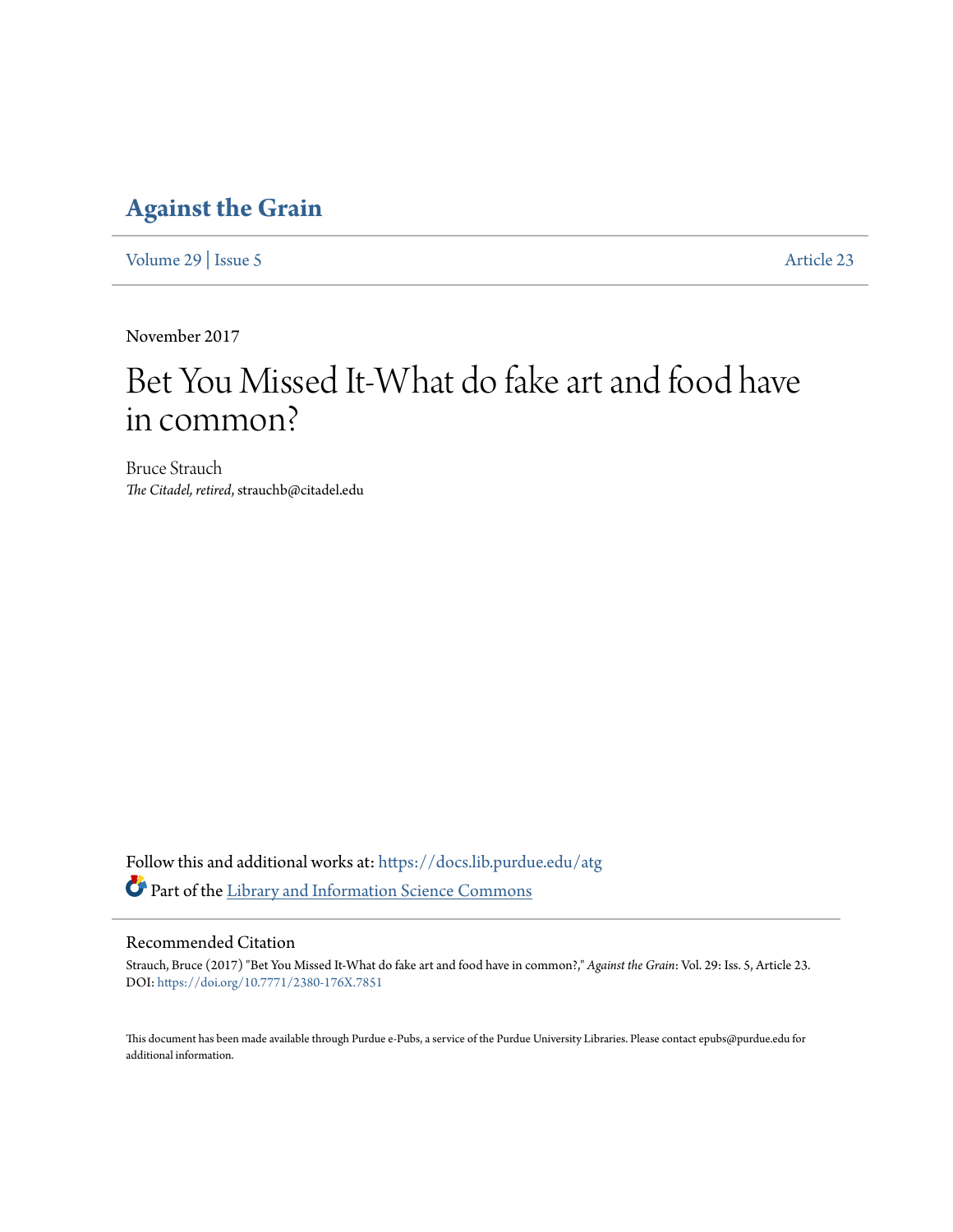# Against the Grain

Volume 29 | Issue 5 Article 23

November 2017

# Bet You Missed It-What do fake art and food have in common?

Bruce Strauch
*The Citadel, retired*, strauchb@citadel.edu

Follow this and additional works at: https://docs.lib.purdue.edu/atg

Part of the Library and Information Science Commons

## Recommended Citation

Strauch, Bruce (2017) "Bet You Missed It-What do fake art and food have in common?," *Against the Grain*: Vol. 29: Iss. 5, Article 23.
DOI: https://doi.org/10.7771/2380-176X.7851

This document has been made available through Purdue e-Pubs, a service of the Purdue University Libraries. Please contact epubs@purdue.edu for additional information.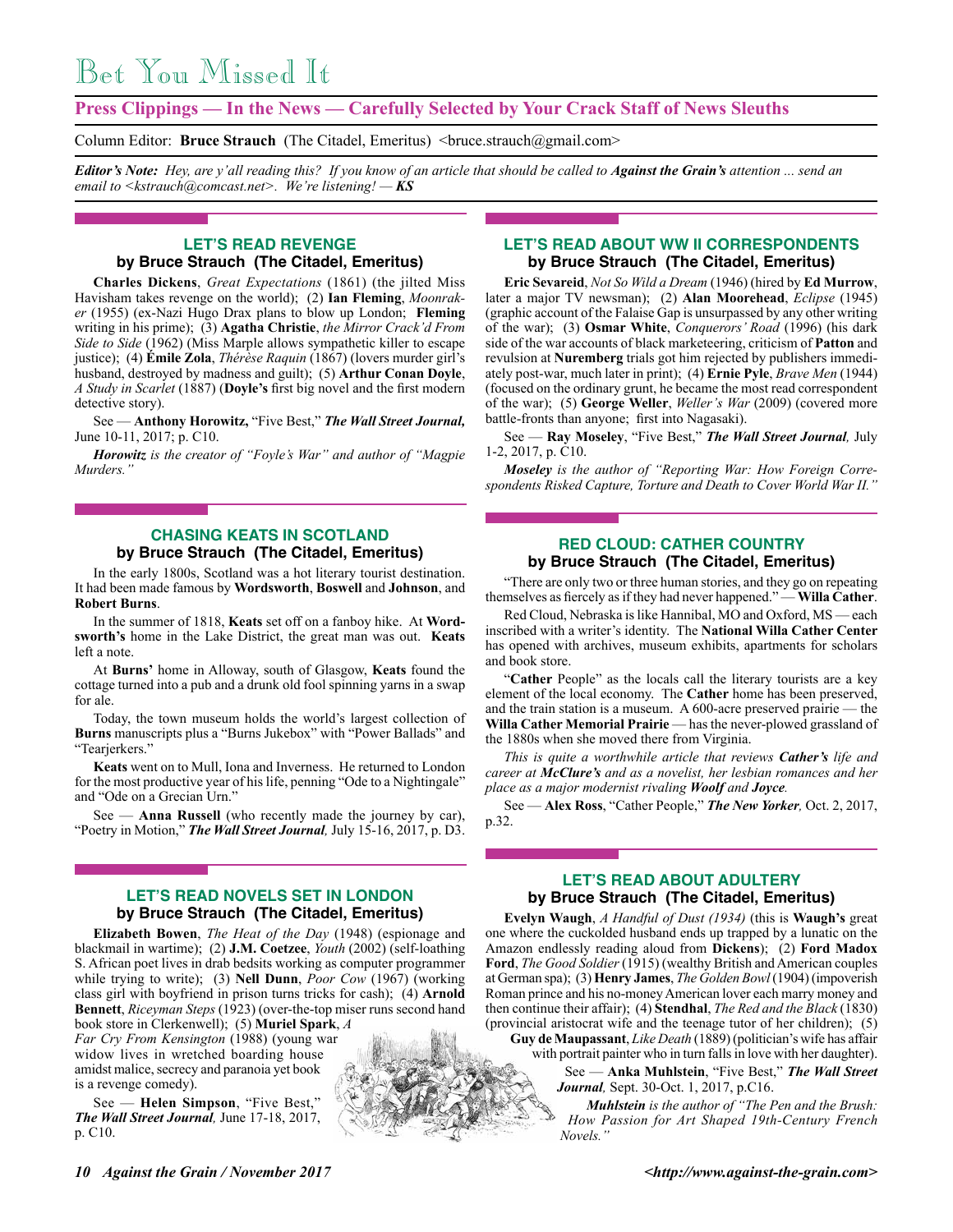# Bet You Missed It

**Press Clippings — In the News — Carefully Selected by Your Crack Staff of News Sleuths**

Column Editor: **Bruce Strauch** (The Citadel, Emeritus) <bruce.strauch@gmail.com>

***Editor's Note:*** *Hey, are y'all reading this? If you know of an article that should be called to* ***Against the Grain's*** *attention ... send an email to <kstrauch@comcast.net>. We're listening! —* ***KS***

### LET'S READ REVENGE
**by Bruce Strauch (The Citadel, Emeritus)**

**Charles Dickens**, *Great Expectations* (1861) (the jilted Miss Havisham takes revenge on the world); (2) **Ian Fleming**, *Moonraker* (1955) (ex-Nazi Hugo Drax plans to blow up London; **Fleming** writing in his prime); (3) **Agatha Christie**, *the Mirror Crack'd From Side to Side* (1962) (Miss Marple allows sympathetic killer to escape justice); (4) **Émile Zola**, *Thérèse Raquin* (1867) (lovers murder girl's husband, destroyed by madness and guilt); (5) **Arthur Conan Doyle**, *A Study in Scarlet* (1887) (**Doyle's** first big novel and the first modern detective story).

See — **Anthony Horowitz,** "Five Best," ***The Wall Street Journal,*** June 10-11, 2017; p. C10.

***Horowitz*** *is the creator of "Foyle's War" and author of "Magpie Murders."*

### CHASING KEATS IN SCOTLAND
**by Bruce Strauch (The Citadel, Emeritus)**

In the early 1800s, Scotland was a hot literary tourist destination. It had been made famous by **Wordsworth**, **Boswell** and **Johnson**, and **Robert Burns**.

In the summer of 1818, **Keats** set off on a fanboy hike. At **Wordsworth's** home in the Lake District, the great man was out. **Keats** left a note.

At **Burns'** home in Alloway, south of Glasgow, **Keats** found the cottage turned into a pub and a drunk old fool spinning yarns in a swap for ale.

Today, the town museum holds the world's largest collection of **Burns** manuscripts plus a "Burns Jukebox" with "Power Ballads" and "Tearjerkers."

**Keats** went on to Mull, Iona and Inverness. He returned to London for the most productive year of his life, penning "Ode to a Nightingale" and "Ode on a Grecian Urn."

See — **Anna Russell** (who recently made the journey by car), "Poetry in Motion," ***The Wall Street Journal,*** July 15-16, 2017, p. D3.

### LET'S READ NOVELS SET IN LONDON
**by Bruce Strauch (The Citadel, Emeritus)**

**Elizabeth Bowen**, *The Heat of the Day* (1948) (espionage and blackmail in wartime); (2) **J.M. Coetzee**, *Youth* (2002) (self-loathing S. African poet lives in drab bedsits working as computer programmer while trying to write); (3) **Nell Dunn**, *Poor Cow* (1967) (working class girl with boyfriend in prison turns tricks for cash); (4) **Arnold Bennett**, *Riceyman Steps* (1923) (over-the-top miser runs second hand book store in Clerkenwell); (5) **Muriel Spark**, *A Far Cry From Kensington* (1988) (young war widow lives in wretched boarding house amidst malice, secrecy and paranoia yet book is a revenge comedy).

See — **Helen Simpson**, "Five Best," ***The Wall Street Journal,*** June 17-18, 2017, p. C10.

### LET'S READ ABOUT WW II CORRESPONDENTS
**by Bruce Strauch (The Citadel, Emeritus)**

**Eric Sevareid**, *Not So Wild a Dream* (1946) (hired by **Ed Murrow**, later a major TV newsman); (2) **Alan Moorehead**, *Eclipse* (1945) (graphic account of the Falaise Gap is unsurpassed by any other writing of the war); (3) **Osmar White**, *Conquerors' Road* (1996) (his dark side of the war accounts of black marketeering, criticism of **Patton** and revulsion at **Nuremberg** trials got him rejected by publishers immediately post-war, much later in print); (4) **Ernie Pyle**, *Brave Men* (1944) (focused on the ordinary grunt, he became the most read correspondent of the war); (5) **George Weller**, *Weller's War* (2009) (covered more battle-fronts than anyone; first into Nagasaki).

See — **Ray Moseley**, "Five Best," ***The Wall Street Journal,*** July 1-2, 2017, p. C10.

***Moseley*** *is the author of "Reporting War: How Foreign Correspondents Risked Capture, Torture and Death to Cover World War II."*

### RED CLOUD: CATHER COUNTRY
**by Bruce Strauch (The Citadel, Emeritus)**

"There are only two or three human stories, and they go on repeating themselves as fiercely as if they had never happened." — **Willa Cather**.

Red Cloud, Nebraska is like Hannibal, MO and Oxford, MS — each inscribed with a writer's identity. The **National Willa Cather Center** has opened with archives, museum exhibits, apartments for scholars and book store.

"**Cather** People" as the locals call the literary tourists are a key element of the local economy. The **Cather** home has been preserved, and the train station is a museum. A 600-acre preserved prairie — the **Willa Cather Memorial Prairie** — has the never-plowed grassland of the 1880s when she moved there from Virginia.

*This is quite a worthwhile article that reviews* ***Cather's*** *life and career at* ***McClure's*** *and as a novelist, her lesbian romances and her place as a major modernist rivaling* ***Woolf*** *and* ***Joyce.***

See — **Alex Ross**, "Cather People," ***The New Yorker,*** Oct. 2, 2017, p.32.

### LET'S READ ABOUT ADULTERY
**by Bruce Strauch (The Citadel, Emeritus)**

**Evelyn Waugh**, *A Handful of Dust (1934)* (this is **Waugh's** great one where the cuckolded husband ends up trapped by a lunatic on the Amazon endlessly reading aloud from **Dickens**); (2) **Ford Madox Ford**, *The Good Soldier* (1915) (wealthy British and American couples at German spa); (3) **Henry James**, *The Golden Bowl* (1904) (impoverish Roman prince and his no-money American lover each marry money and then continue their affair); (4) **Stendhal**, *The Red and the Black* (1830) (provincial aristocrat wife and the teenage tutor of her children); (5) **Guy de Maupassant**, *Like Death* (1889) (politician's wife has affair with portrait painter who in turn falls in love with her daughter).

See — **Anka Muhlstein**, "Five Best," ***The Wall Street Journal,*** Sept. 30-Oct. 1, 2017, p.C16.

***Muhlstein*** *is the author of "The Pen and the Brush: How Passion for Art Shaped 19th-Century French Novels."*